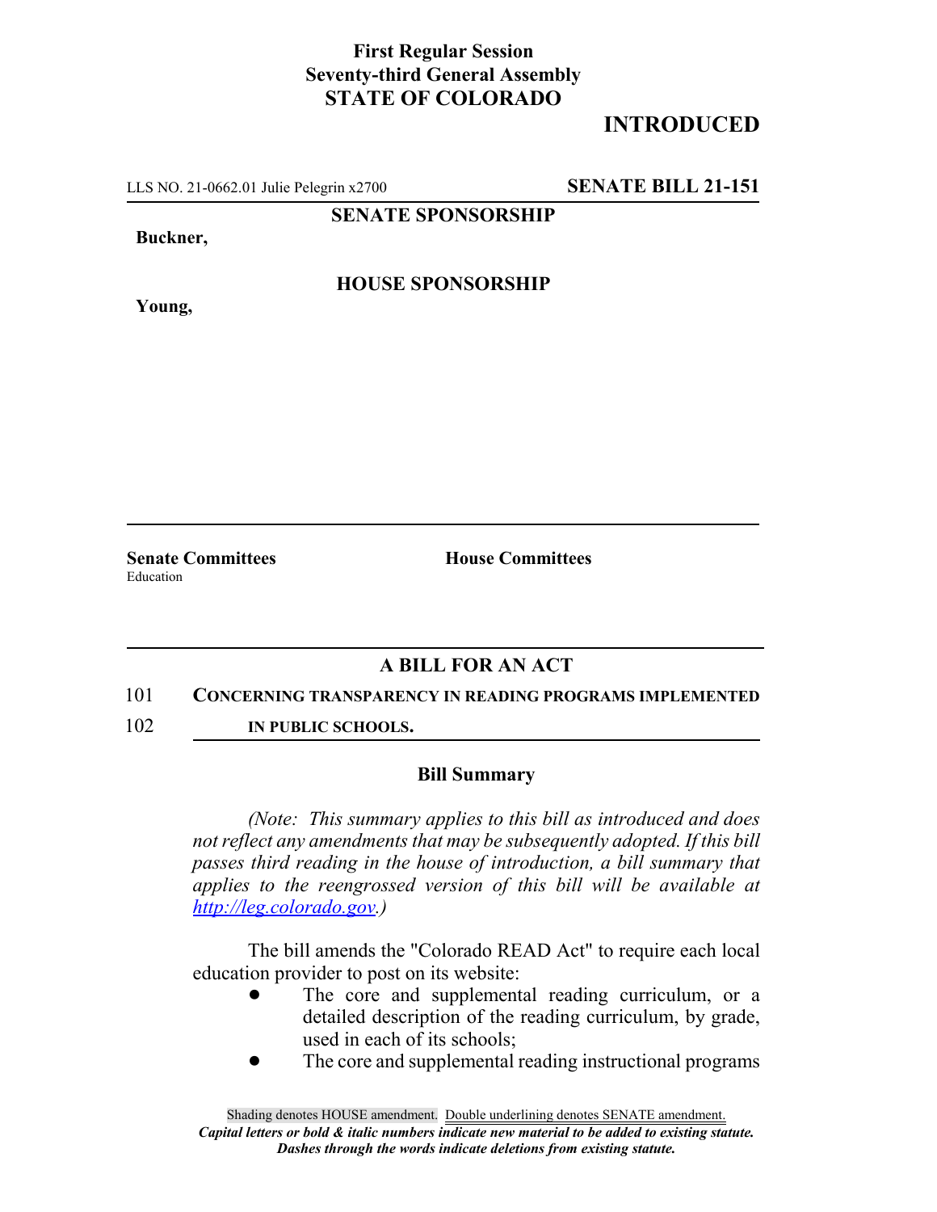**First Regular Session**
**Seventy-third General Assembly**
**STATE OF COLORADO**

# INTRODUCED

LLS NO. 21-0662.01 Julie Pelegrin x2700 **SENATE BILL 21-151**

**SENATE SPONSORSHIP**

**Buckner,**

**HOUSE SPONSORSHIP**

**Young,**

**Senate Committees**
Education

**House Committees**

## A BILL FOR AN ACT

101 **CONCERNING TRANSPARENCY IN READING PROGRAMS IMPLEMENTED**
102 **IN PUBLIC SCHOOLS.**

### Bill Summary

*(Note: This summary applies to this bill as introduced and does not reflect any amendments that may be subsequently adopted. If this bill passes third reading in the house of introduction, a bill summary that applies to the reengrossed version of this bill will be available at http://leg.colorado.gov.)*

The bill amends the "Colorado READ Act" to require each local education provider to post on its website:

- The core and supplemental reading curriculum, or a detailed description of the reading curriculum, by grade, used in each of its schools;
- The core and supplemental reading instructional programs

Shading denotes HOUSE amendment. Double underlining denotes SENATE amendment.
*Capital letters or bold & italic numbers indicate new material to be added to existing statute.*
*Dashes through the words indicate deletions from existing statute.*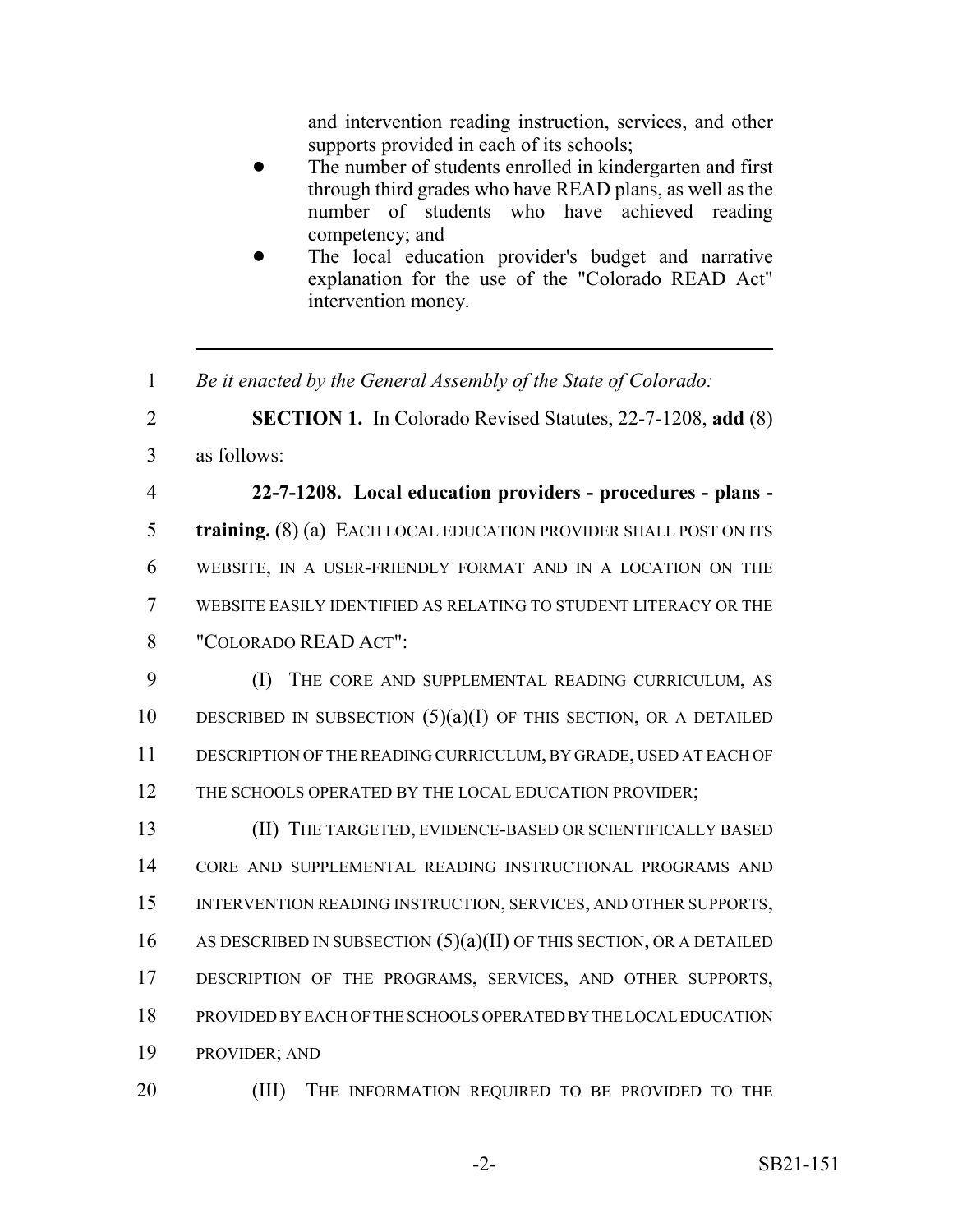and intervention reading instruction, services, and other supports provided in each of its schools;

- The number of students enrolled in kindergarten and first through third grades who have READ plans, as well as the number of students who have achieved reading competency; and
- The local education provider's budget and narrative explanation for the use of the "Colorado READ Act" intervention money.

---

1 *Be it enacted by the General Assembly of the State of Colorado:*

2 **SECTION 1.** In Colorado Revised Statutes, 22-7-1208, **add** (8)
3 as follows:

4 **22-7-1208. Local education providers - procedures - plans -**
5 **training.** (8) (a) EACH LOCAL EDUCATION PROVIDER SHALL POST ON ITS
6 WEBSITE, IN A USER-FRIENDLY FORMAT AND IN A LOCATION ON THE
7 WEBSITE EASILY IDENTIFIED AS RELATING TO STUDENT LITERACY OR THE
8 "COLORADO READ ACT":

9 (I) THE CORE AND SUPPLEMENTAL READING CURRICULUM, AS
10 DESCRIBED IN SUBSECTION (5)(a)(I) OF THIS SECTION, OR A DETAILED
11 DESCRIPTION OF THE READING CURRICULUM, BY GRADE, USED AT EACH OF
12 THE SCHOOLS OPERATED BY THE LOCAL EDUCATION PROVIDER;

13 (II) THE TARGETED, EVIDENCE-BASED OR SCIENTIFICALLY BASED
14 CORE AND SUPPLEMENTAL READING INSTRUCTIONAL PROGRAMS AND
15 INTERVENTION READING INSTRUCTION, SERVICES, AND OTHER SUPPORTS,
16 AS DESCRIBED IN SUBSECTION (5)(a)(II) OF THIS SECTION, OR A DETAILED
17 DESCRIPTION OF THE PROGRAMS, SERVICES, AND OTHER SUPPORTS,
18 PROVIDED BY EACH OF THE SCHOOLS OPERATED BY THE LOCAL EDUCATION
19 PROVIDER; AND

20 (III) THE INFORMATION REQUIRED TO BE PROVIDED TO THE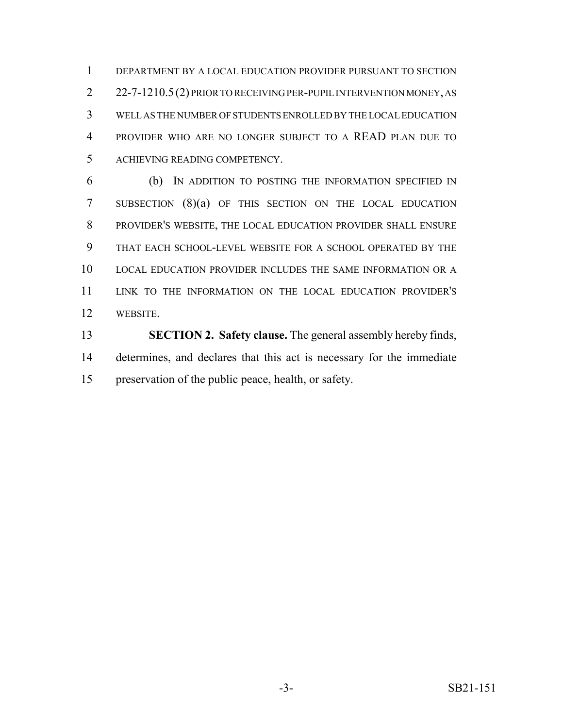DEPARTMENT BY A LOCAL EDUCATION PROVIDER PURSUANT TO SECTION 22-7-1210.5 (2) PRIOR TO RECEIVING PER-PUPIL INTERVENTION MONEY, AS WELL AS THE NUMBER OF STUDENTS ENROLLED BY THE LOCAL EDUCATION PROVIDER WHO ARE NO LONGER SUBJECT TO A READ PLAN DUE TO ACHIEVING READING COMPETENCY.

(b) IN ADDITION TO POSTING THE INFORMATION SPECIFIED IN SUBSECTION (8)(a) OF THIS SECTION ON THE LOCAL EDUCATION PROVIDER'S WEBSITE, THE LOCAL EDUCATION PROVIDER SHALL ENSURE THAT EACH SCHOOL-LEVEL WEBSITE FOR A SCHOOL OPERATED BY THE LOCAL EDUCATION PROVIDER INCLUDES THE SAME INFORMATION OR A LINK TO THE INFORMATION ON THE LOCAL EDUCATION PROVIDER'S WEBSITE.

**SECTION 2. Safety clause.** The general assembly hereby finds, determines, and declares that this act is necessary for the immediate preservation of the public peace, health, or safety.